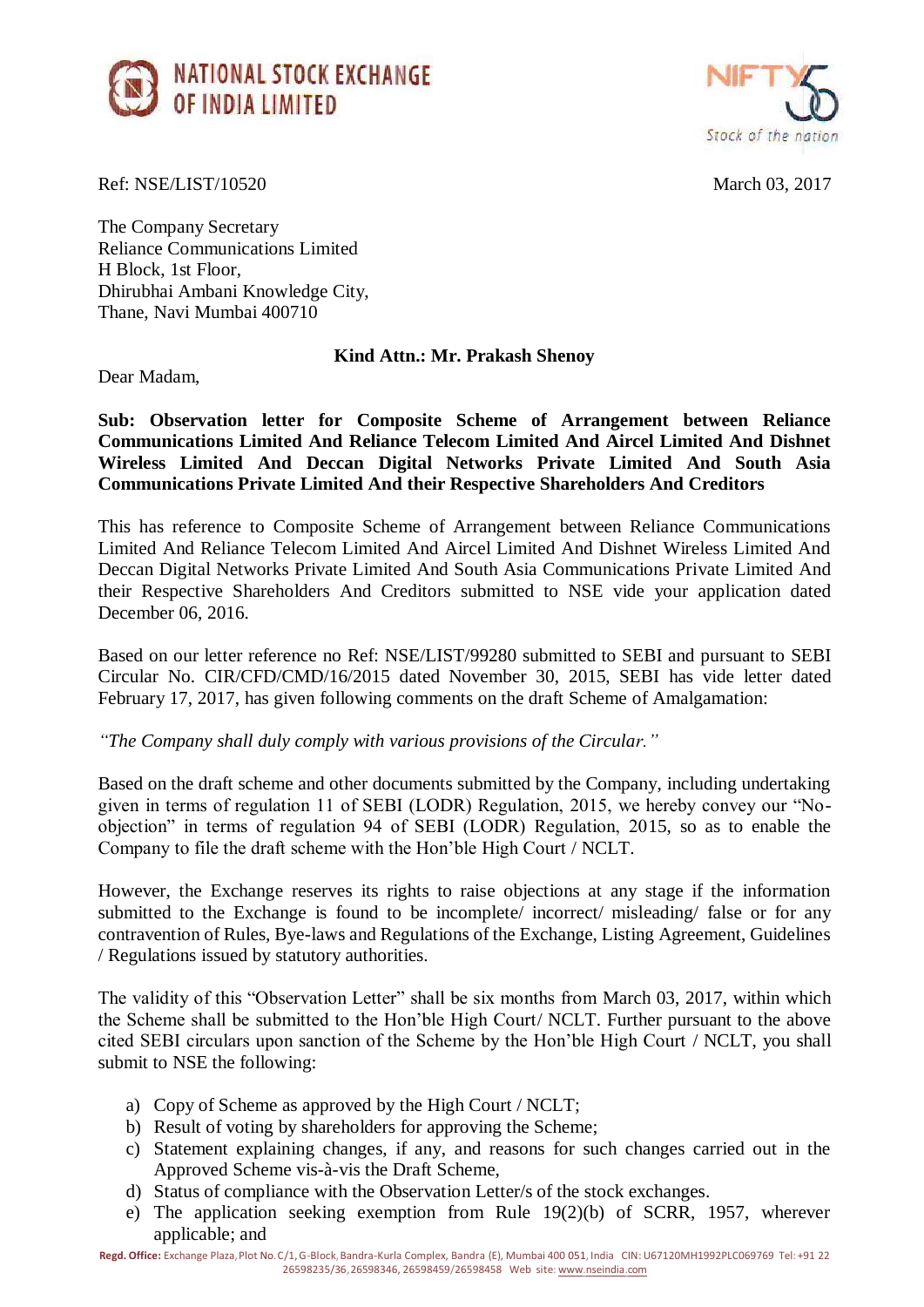NATIONAL STOCK EXCHANGE OF INDIA LIMITED

Ref: NSE/LIST/10520

March 03, 2017

The Company Secretary
Reliance Communications Limited
H Block, 1st Floor,
Dhirubhai Ambani Knowledge City,
Thane, Navi Mumbai 400710

**Kind Attn.: Mr. Prakash Shenoy**

Dear Madam,

**Sub: Observation letter for Composite Scheme of Arrangement between Reliance Communications Limited And Reliance Telecom Limited And Aircel Limited And Dishnet Wireless Limited And Deccan Digital Networks Private Limited And South Asia Communications Private Limited And their Respective Shareholders And Creditors**

This has reference to Composite Scheme of Arrangement between Reliance Communications Limited And Reliance Telecom Limited And Aircel Limited And Dishnet Wireless Limited And Deccan Digital Networks Private Limited And South Asia Communications Private Limited And their Respective Shareholders And Creditors submitted to NSE vide your application dated December 06, 2016.

Based on our letter reference no Ref: NSE/LIST/99280 submitted to SEBI and pursuant to SEBI Circular No. CIR/CFD/CMD/16/2015 dated November 30, 2015, SEBI has vide letter dated February 17, 2017, has given following comments on the draft Scheme of Amalgamation:

*"The Company shall duly comply with various provisions of the Circular."*

Based on the draft scheme and other documents submitted by the Company, including undertaking given in terms of regulation 11 of SEBI (LODR) Regulation, 2015, we hereby convey our "No-objection" in terms of regulation 94 of SEBI (LODR) Regulation, 2015, so as to enable the Company to file the draft scheme with the Hon'ble High Court / NCLT.

However, the Exchange reserves its rights to raise objections at any stage if the information submitted to the Exchange is found to be incomplete/ incorrect/ misleading/ false or for any contravention of Rules, Bye-laws and Regulations of the Exchange, Listing Agreement, Guidelines / Regulations issued by statutory authorities.

The validity of this "Observation Letter" shall be six months from March 03, 2017, within which the Scheme shall be submitted to the Hon'ble High Court/ NCLT. Further pursuant to the above cited SEBI circulars upon sanction of the Scheme by the Hon'ble High Court / NCLT, you shall submit to NSE the following:

a) Copy of Scheme as approved by the High Court / NCLT;
b) Result of voting by shareholders for approving the Scheme;
c) Statement explaining changes, if any, and reasons for such changes carried out in the Approved Scheme vis-à-vis the Draft Scheme,
d) Status of compliance with the Observation Letter/s of the stock exchanges.
e) The application seeking exemption from Rule 19(2)(b) of SCRR, 1957, wherever applicable; and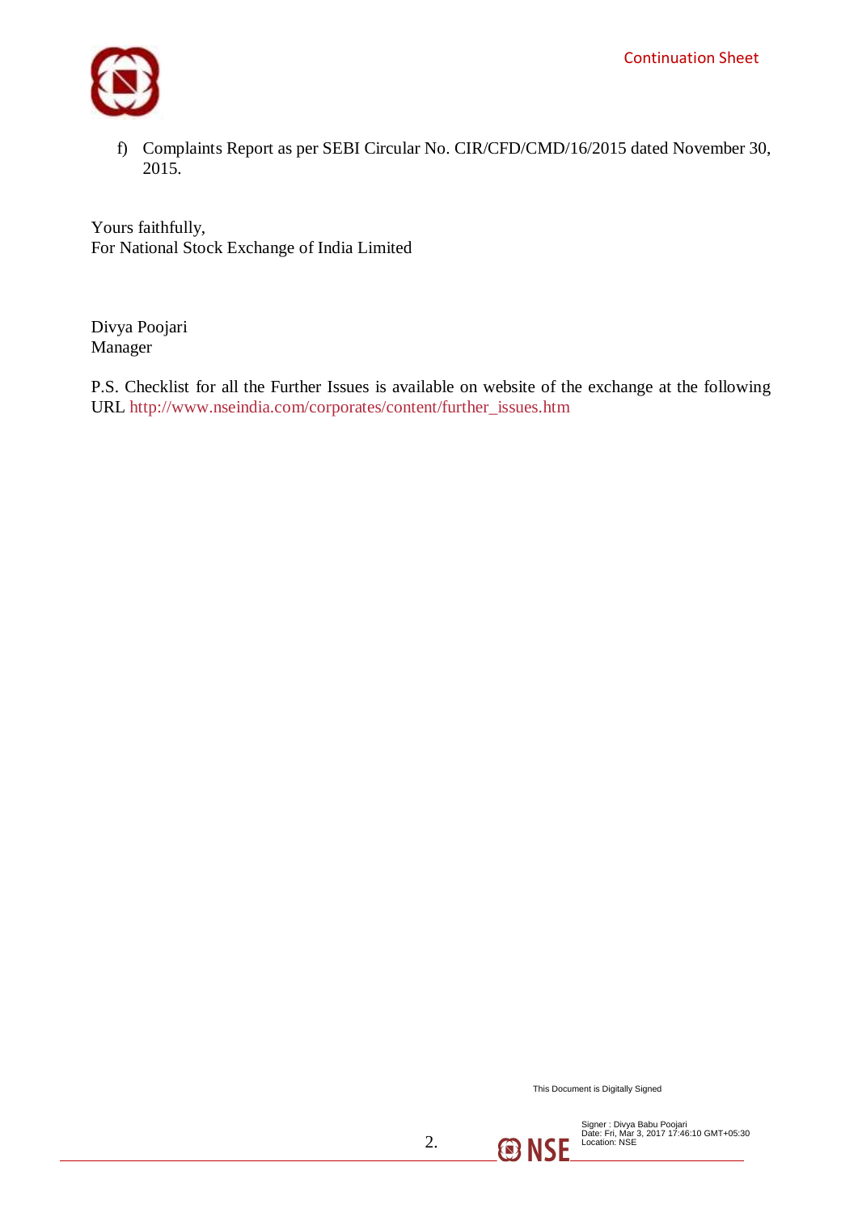f) Complaints Report as per SEBI Circular No. CIR/CFD/CMD/16/2015 dated November 30, 2015.

Yours faithfully,
For National Stock Exchange of India Limited

Divya Poojari
Manager

P.S. Checklist for all the Further Issues is available on website of the exchange at the following URL http://www.nseindia.com/corporates/content/further_issues.htm

This Document is Digitally Signed

Signer : Divya Babu Poojari
Date: Fri, Mar 3, 2017 17:46:10 GMT+05:30
Location: NSE